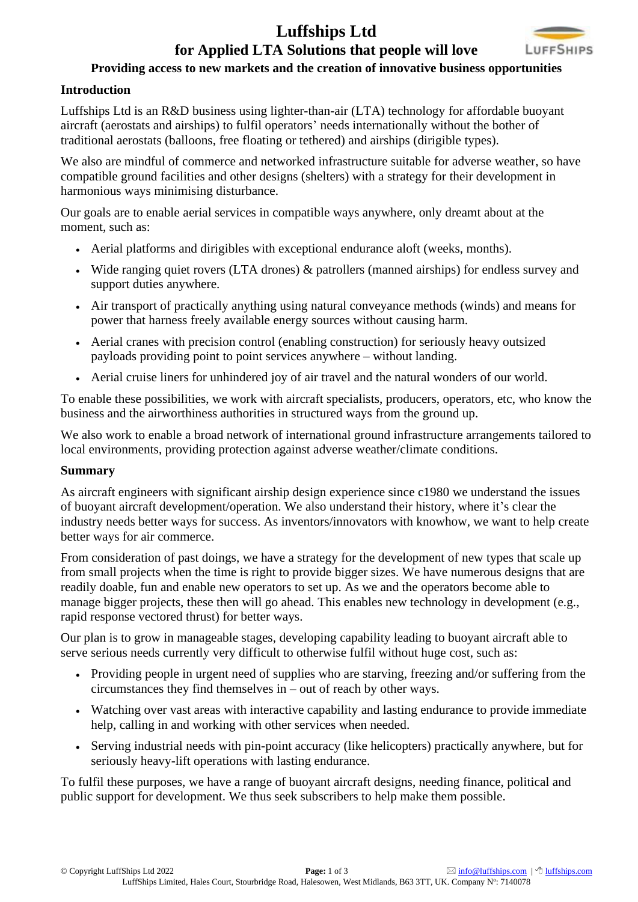# Luffships Ltd

## for Applied LTA Solutions that people will love

**Providing access to new markets and the creation of innovative business opportunities**

### Introduction

Luffships Ltd is an R&D business using lighter-than-air (LTA) technology for affordable buoyant aircraft (aerostats and airships) to fulfil operators' needs internationally without the bother of traditional aerostats (balloons, free floating or tethered) and airships (dirigible types).

We also are mindful of commerce and networked infrastructure suitable for adverse weather, so have compatible ground facilities and other designs (shelters) with a strategy for their development in harmonious ways minimising disturbance.

Our goals are to enable aerial services in compatible ways anywhere, only dreamt about at the moment, such as:

- Aerial platforms and dirigibles with exceptional endurance aloft (weeks, months).
- Wide ranging quiet rovers (LTA drones) & patrollers (manned airships) for endless survey and support duties anywhere.
- Air transport of practically anything using natural conveyance methods (winds) and means for power that harness freely available energy sources without causing harm.
- Aerial cranes with precision control (enabling construction) for seriously heavy outsized payloads providing point to point services anywhere – without landing.
- Aerial cruise liners for unhindered joy of air travel and the natural wonders of our world.

To enable these possibilities, we work with aircraft specialists, producers, operators, etc, who know the business and the airworthiness authorities in structured ways from the ground up.

We also work to enable a broad network of international ground infrastructure arrangements tailored to local environments, providing protection against adverse weather/climate conditions.

### Summary

As aircraft engineers with significant airship design experience since c1980 we understand the issues of buoyant aircraft development/operation. We also understand their history, where it's clear the industry needs better ways for success. As inventors/innovators with knowhow, we want to help create better ways for air commerce.

From consideration of past doings, we have a strategy for the development of new types that scale up from small projects when the time is right to provide bigger sizes. We have numerous designs that are readily doable, fun and enable new operators to set up. As we and the operators become able to manage bigger projects, these then will go ahead. This enables new technology in development (e.g., rapid response vectored thrust) for better ways.

Our plan is to grow in manageable stages, developing capability leading to buoyant aircraft able to serve serious needs currently very difficult to otherwise fulfil without huge cost, such as:

- Providing people in urgent need of supplies who are starving, freezing and/or suffering from the circumstances they find themselves in – out of reach by other ways.
- Watching over vast areas with interactive capability and lasting endurance to provide immediate help, calling in and working with other services when needed.
- Serving industrial needs with pin-point accuracy (like helicopters) practically anywhere, but for seriously heavy-lift operations with lasting endurance.

To fulfil these purposes, we have a range of buoyant aircraft designs, needing finance, political and public support for development. We thus seek subscribers to help make them possible.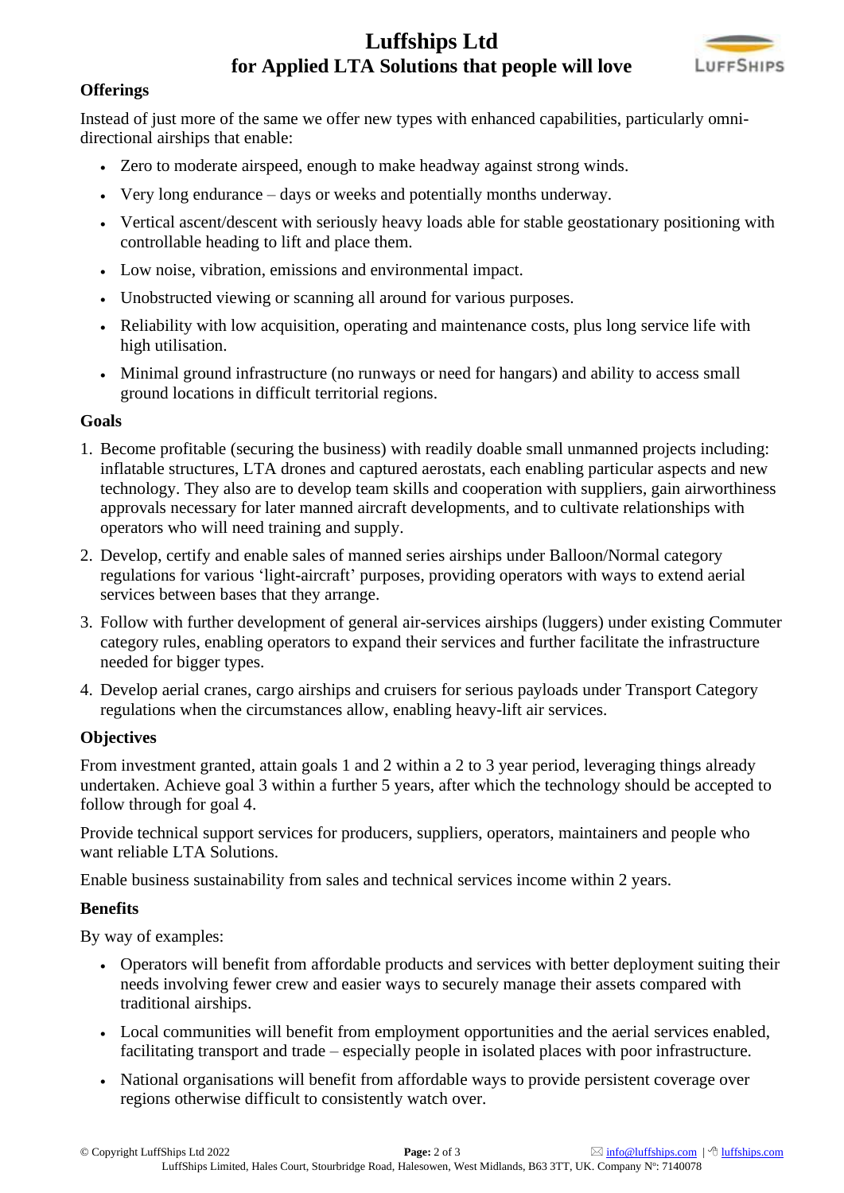# Luffships Ltd
## for Applied LTA Solutions that people will love

### Offerings

Instead of just more of the same we offer new types with enhanced capabilities, particularly omni-directional airships that enable:

- Zero to moderate airspeed, enough to make headway against strong winds.
- Very long endurance – days or weeks and potentially months underway.
- Vertical ascent/descent with seriously heavy loads able for stable geostationary positioning with controllable heading to lift and place them.
- Low noise, vibration, emissions and environmental impact.
- Unobstructed viewing or scanning all around for various purposes.
- Reliability with low acquisition, operating and maintenance costs, plus long service life with high utilisation.
- Minimal ground infrastructure (no runways or need for hangars) and ability to access small ground locations in difficult territorial regions.

### Goals

1. Become profitable (securing the business) with readily doable small unmanned projects including: inflatable structures, LTA drones and captured aerostats, each enabling particular aspects and new technology. They also are to develop team skills and cooperation with suppliers, gain airworthiness approvals necessary for later manned aircraft developments, and to cultivate relationships with operators who will need training and supply.
2. Develop, certify and enable sales of manned series airships under Balloon/Normal category regulations for various 'light-aircraft' purposes, providing operators with ways to extend aerial services between bases that they arrange.
3. Follow with further development of general air-services airships (luggers) under existing Commuter category rules, enabling operators to expand their services and further facilitate the infrastructure needed for bigger types.
4. Develop aerial cranes, cargo airships and cruisers for serious payloads under Transport Category regulations when the circumstances allow, enabling heavy-lift air services.

### Objectives

From investment granted, attain goals 1 and 2 within a 2 to 3 year period, leveraging things already undertaken. Achieve goal 3 within a further 5 years, after which the technology should be accepted to follow through for goal 4.

Provide technical support services for producers, suppliers, operators, maintainers and people who want reliable LTA Solutions.

Enable business sustainability from sales and technical services income within 2 years.

### Benefits

By way of examples:

- Operators will benefit from affordable products and services with better deployment suiting their needs involving fewer crew and easier ways to securely manage their assets compared with traditional airships.
- Local communities will benefit from employment opportunities and the aerial services enabled, facilitating transport and trade – especially people in isolated places with poor infrastructure.
- National organisations will benefit from affordable ways to provide persistent coverage over regions otherwise difficult to consistently watch over.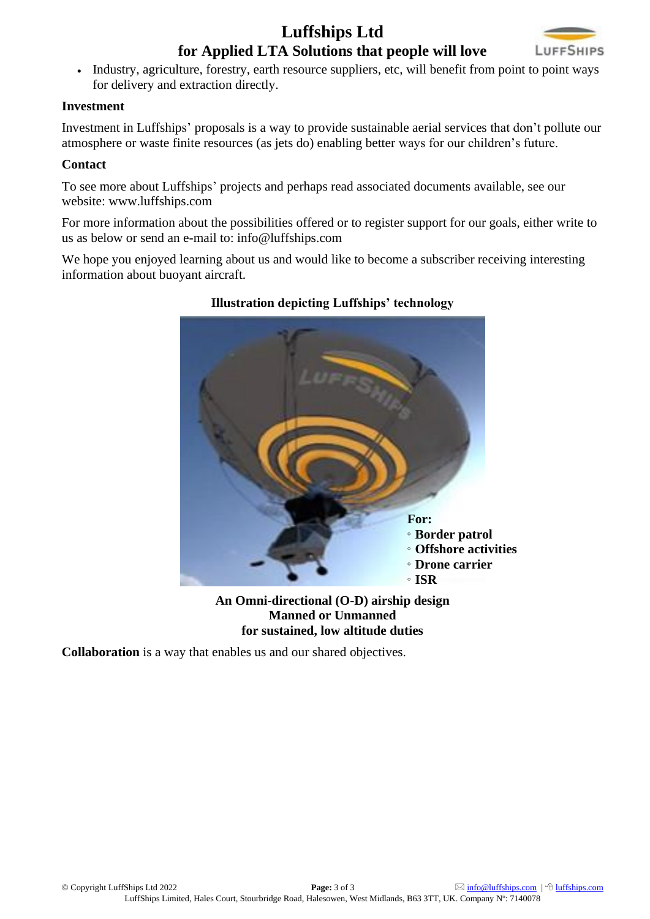- Industry, agriculture, forestry, earth resource suppliers, etc, will benefit from point to point ways for delivery and extraction directly.

**Investment**

Investment in Luffships' proposals is a way to provide sustainable aerial services that don't pollute our atmosphere or waste finite resources (as jets do) enabling better ways for our children's future.

**Contact**

To see more about Luffships' projects and perhaps read associated documents available, see our website: www.luffships.com

For more information about the possibilities offered or to register support for our goals, either write to us as below or send an e-mail to: info@luffships.com

We hope you enjoyed learning about us and would like to become a subscriber receiving interesting information about buoyant aircraft.

**Illustration depicting Luffships' technology**

**For:**
- **Border patrol**
- **Offshore activities**
- **Drone carrier**
- **ISR**

**An Omni-directional (O-D) airship design**
**Manned or Unmanned**
**for sustained, low altitude duties**

**Collaboration** is a way that enables us and our shared objectives.